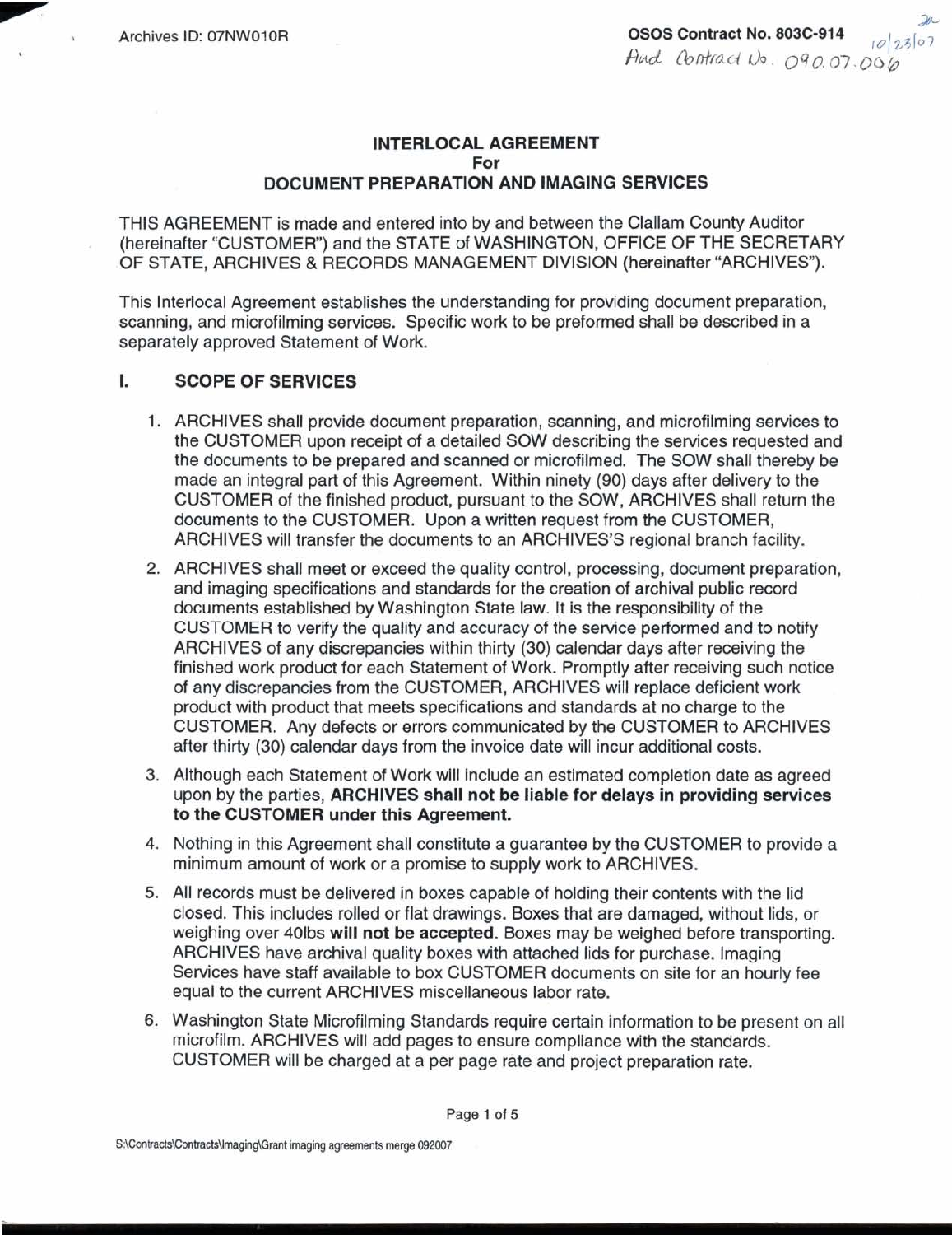Archives ID: 07NW010R

**OSOS Contract No. 803C-914**
Aud Contract No. 090.07.006
10/23/07

**INTERLOCAL AGREEMENT**
**For**
**DOCUMENT PREPARATION AND IMAGING SERVICES**

THIS AGREEMENT is made and entered into by and between the Clallam County Auditor (hereinafter "CUSTOMER") and the STATE of WASHINGTON, OFFICE OF THE SECRETARY OF STATE, ARCHIVES & RECORDS MANAGEMENT DIVISION (hereinafter "ARCHIVES").

This Interlocal Agreement establishes the understanding for providing document preparation, scanning, and microfilming services. Specific work to be preformed shall be described in a separately approved Statement of Work.

## I. SCOPE OF SERVICES

1. ARCHIVES shall provide document preparation, scanning, and microfilming services to the CUSTOMER upon receipt of a detailed SOW describing the services requested and the documents to be prepared and scanned or microfilmed. The SOW shall thereby be made an integral part of this Agreement. Within ninety (90) days after delivery to the CUSTOMER of the finished product, pursuant to the SOW, ARCHIVES shall return the documents to the CUSTOMER. Upon a written request from the CUSTOMER, ARCHIVES will transfer the documents to an ARCHIVES'S regional branch facility.
2. ARCHIVES shall meet or exceed the quality control, processing, document preparation, and imaging specifications and standards for the creation of archival public record documents established by Washington State law. It is the responsibility of the CUSTOMER to verify the quality and accuracy of the service performed and to notify ARCHIVES of any discrepancies within thirty (30) calendar days after receiving the finished work product for each Statement of Work. Promptly after receiving such notice of any discrepancies from the CUSTOMER, ARCHIVES will replace deficient work product with product that meets specifications and standards at no charge to the CUSTOMER. Any defects or errors communicated by the CUSTOMER to ARCHIVES after thirty (30) calendar days from the invoice date will incur additional costs.
3. Although each Statement of Work will include an estimated completion date as agreed upon by the parties, **ARCHIVES shall not be liable for delays in providing services to the CUSTOMER under this Agreement.**
4. Nothing in this Agreement shall constitute a guarantee by the CUSTOMER to provide a minimum amount of work or a promise to supply work to ARCHIVES.
5. All records must be delivered in boxes capable of holding their contents with the lid closed. This includes rolled or flat drawings. Boxes that are damaged, without lids, or weighing over 40lbs **will not be accepted**. Boxes may be weighed before transporting. ARCHIVES have archival quality boxes with attached lids for purchase. Imaging Services have staff available to box CUSTOMER documents on site for an hourly fee equal to the current ARCHIVES miscellaneous labor rate.
6. Washington State Microfilming Standards require certain information to be present on all microfilm. ARCHIVES will add pages to ensure compliance with the standards. CUSTOMER will be charged at a per page rate and project preparation rate.

S:\Contracts\Contracts\Imaging\Grant imaging agreements merge 092007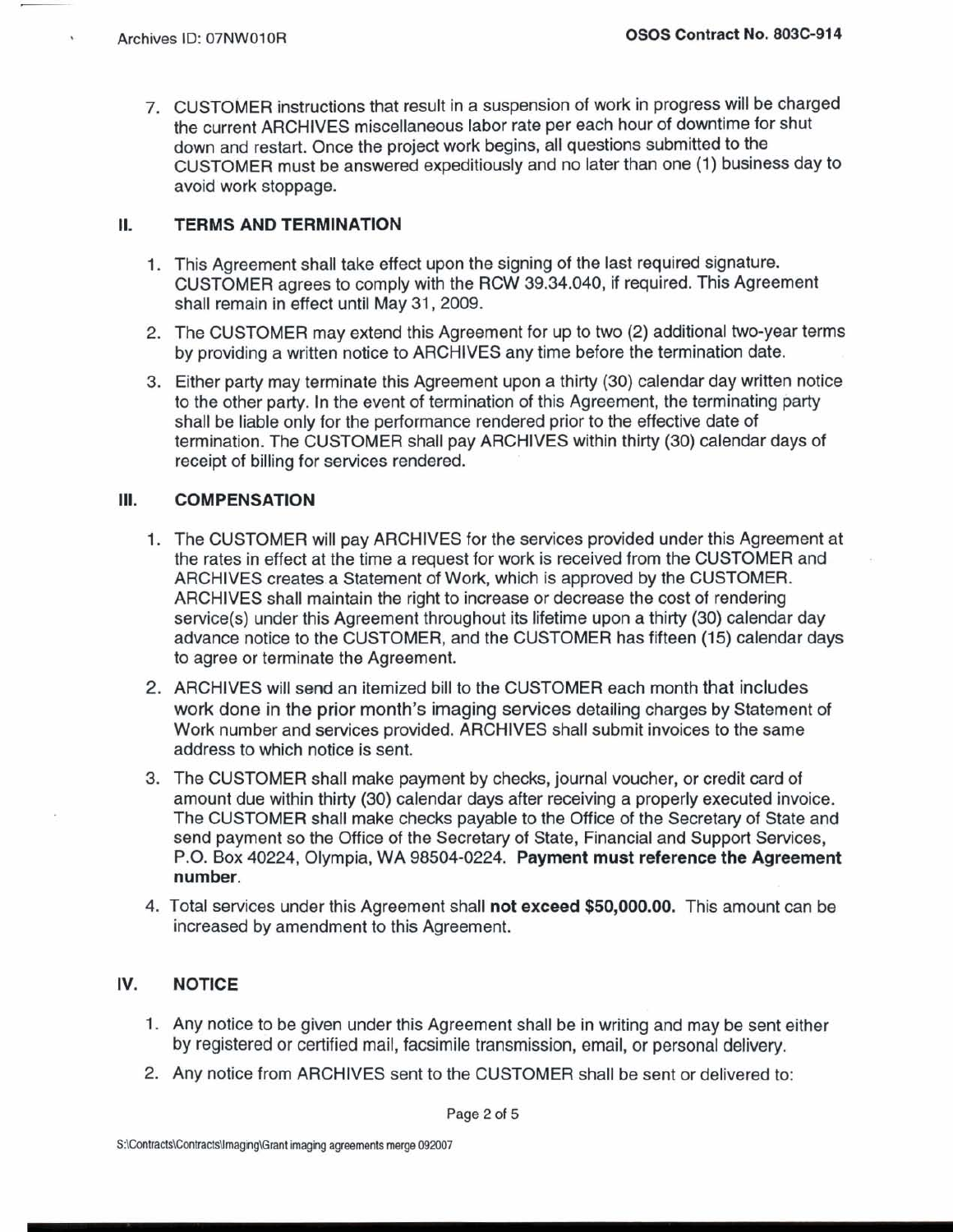7. CUSTOMER instructions that result in a suspension of work in progress will be charged the current ARCHIVES miscellaneous labor rate per each hour of downtime for shut down and restart. Once the project work begins, all questions submitted to the CUSTOMER must be answered expeditiously and no later than one (1) business day to avoid work stoppage.

## II. TERMS AND TERMINATION

1. This Agreement shall take effect upon the signing of the last required signature. CUSTOMER agrees to comply with the RCW 39.34.040, if required. This Agreement shall remain in effect until May 31, 2009.
2. The CUSTOMER may extend this Agreement for up to two (2) additional two-year terms by providing a written notice to ARCHIVES any time before the termination date.
3. Either party may terminate this Agreement upon a thirty (30) calendar day written notice to the other party. In the event of termination of this Agreement, the terminating party shall be liable only for the performance rendered prior to the effective date of termination. The CUSTOMER shall pay ARCHIVES within thirty (30) calendar days of receipt of billing for services rendered.

## III. COMPENSATION

1. The CUSTOMER will pay ARCHIVES for the services provided under this Agreement at the rates in effect at the time a request for work is received from the CUSTOMER and ARCHIVES creates a Statement of Work, which is approved by the CUSTOMER. ARCHIVES shall maintain the right to increase or decrease the cost of rendering service(s) under this Agreement throughout its lifetime upon a thirty (30) calendar day advance notice to the CUSTOMER, and the CUSTOMER has fifteen (15) calendar days to agree or terminate the Agreement.
2. ARCHIVES will send an itemized bill to the CUSTOMER each month that includes work done in the prior month's imaging services detailing charges by Statement of Work number and services provided. ARCHIVES shall submit invoices to the same address to which notice is sent.
3. The CUSTOMER shall make payment by checks, journal voucher, or credit card of amount due within thirty (30) calendar days after receiving a properly executed invoice. The CUSTOMER shall make checks payable to the Office of the Secretary of State and send payment so the Office of the Secretary of State, Financial and Support Services, P.O. Box 40224, Olympia, WA 98504-0224. **Payment must reference the Agreement number**.
4. Total services under this Agreement shall **not exceed $50,000.00.** This amount can be increased by amendment to this Agreement.

## IV. NOTICE

1. Any notice to be given under this Agreement shall be in writing and may be sent either by registered or certified mail, facsimile transmission, email, or personal delivery.
2. Any notice from ARCHIVES sent to the CUSTOMER shall be sent or delivered to:

S:\Contracts\Contracts\Imaging\Grant imaging agreements merge 092007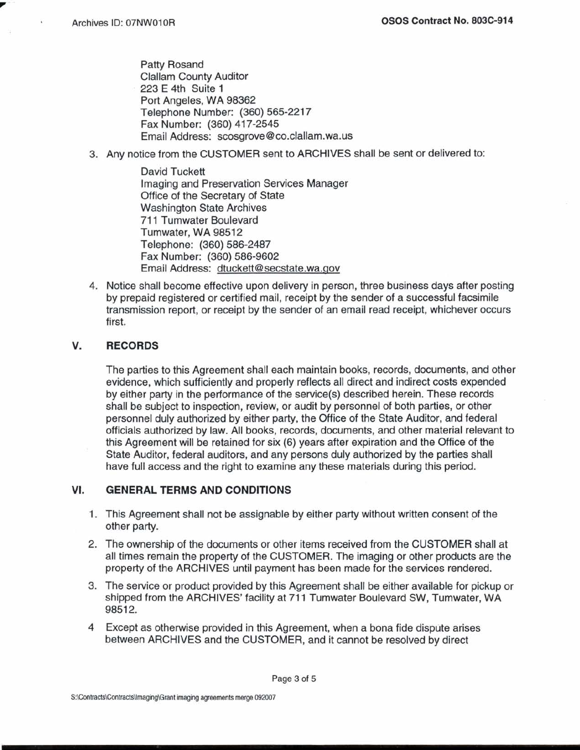Patty Rosand
Clallam County Auditor
223 E 4th Suite 1
Port Angeles, WA 98362
Telephone Number: (360) 565-2217
Fax Number: (360) 417-2545
Email Address: scosgrove@co.clallam.wa.us

3. Any notice from the CUSTOMER sent to ARCHIVES shall be sent or delivered to:

   David Tuckett
   Imaging and Preservation Services Manager
   Office of the Secretary of State
   Washington State Archives
   711 Tumwater Boulevard
   Tumwater, WA 98512
   Telephone: (360) 586-2487
   Fax Number: (360) 586-9602
   Email Address: dtuckett@secstate.wa.gov

4. Notice shall become effective upon delivery in person, three business days after posting by prepaid registered or certified mail, receipt by the sender of a successful facsimile transmission report, or receipt by the sender of an email read receipt, whichever occurs first.

## V. RECORDS

The parties to this Agreement shall each maintain books, records, documents, and other evidence, which sufficiently and properly reflects all direct and indirect costs expended by either party in the performance of the service(s) described herein. These records shall be subject to inspection, review, or audit by personnel of both parties, or other personnel duly authorized by either party, the Office of the State Auditor, and federal officials authorized by law. All books, records, documents, and other material relevant to this Agreement will be retained for six (6) years after expiration and the Office of the State Auditor, federal auditors, and any persons duly authorized by the parties shall have full access and the right to examine any these materials during this period.

## VI. GENERAL TERMS AND CONDITIONS

1. This Agreement shall not be assignable by either party without written consent of the other party.
2. The ownership of the documents or other items received from the CUSTOMER shall at all times remain the property of the CUSTOMER. The imaging or other products are the property of the ARCHIVES until payment has been made for the services rendered.
3. The service or product provided by this Agreement shall be either available for pickup or shipped from the ARCHIVES' facility at 711 Tumwater Boulevard SW, Tumwater, WA 98512.
4. Except as otherwise provided in this Agreement, when a bona fide dispute arises between ARCHIVES and the CUSTOMER, and it cannot be resolved by direct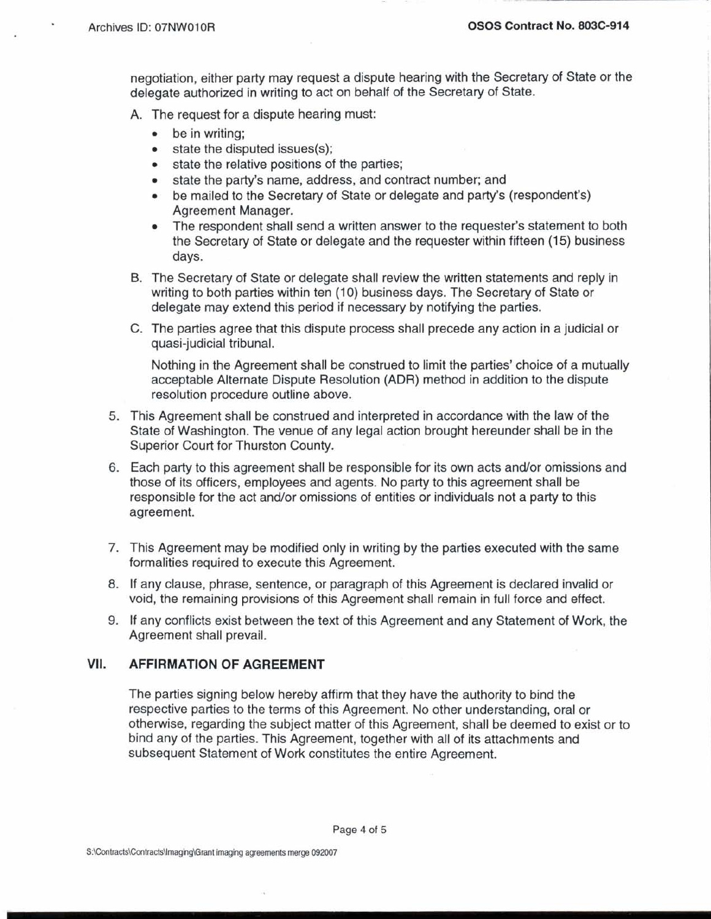negotiation, either party may request a dispute hearing with the Secretary of State or the delegate authorized in writing to act on behalf of the Secretary of State.

A. The request for a dispute hearing must:
   - be in writing;
   - state the disputed issues(s);
   - state the relative positions of the parties;
   - state the party's name, address, and contract number; and
   - be mailed to the Secretary of State or delegate and party's (respondent's) Agreement Manager.
   - The respondent shall send a written answer to the requester's statement to both the Secretary of State or delegate and the requester within fifteen (15) business days.

B. The Secretary of State or delegate shall review the written statements and reply in writing to both parties within ten (10) business days. The Secretary of State or delegate may extend this period if necessary by notifying the parties.

C. The parties agree that this dispute process shall precede any action in a judicial or quasi-judicial tribunal.

   Nothing in the Agreement shall be construed to limit the parties' choice of a mutually acceptable Alternate Dispute Resolution (ADR) method in addition to the dispute resolution procedure outline above.

5. This Agreement shall be construed and interpreted in accordance with the law of the State of Washington. The venue of any legal action brought hereunder shall be in the Superior Court for Thurston County.

6. Each party to this agreement shall be responsible for its own acts and/or omissions and those of its officers, employees and agents. No party to this agreement shall be responsible for the act and/or omissions of entities or individuals not a party to this agreement.

7. This Agreement may be modified only in writing by the parties executed with the same formalities required to execute this Agreement.

8. If any clause, phrase, sentence, or paragraph of this Agreement is declared invalid or void, the remaining provisions of this Agreement shall remain in full force and effect.

9. If any conflicts exist between the text of this Agreement and any Statement of Work, the Agreement shall prevail.

## VII. AFFIRMATION OF AGREEMENT

The parties signing below hereby affirm that they have the authority to bind the respective parties to the terms of this Agreement. No other understanding, oral or otherwise, regarding the subject matter of this Agreement, shall be deemed to exist or to bind any of the parties. This Agreement, together with all of its attachments and subsequent Statement of Work constitutes the entire Agreement.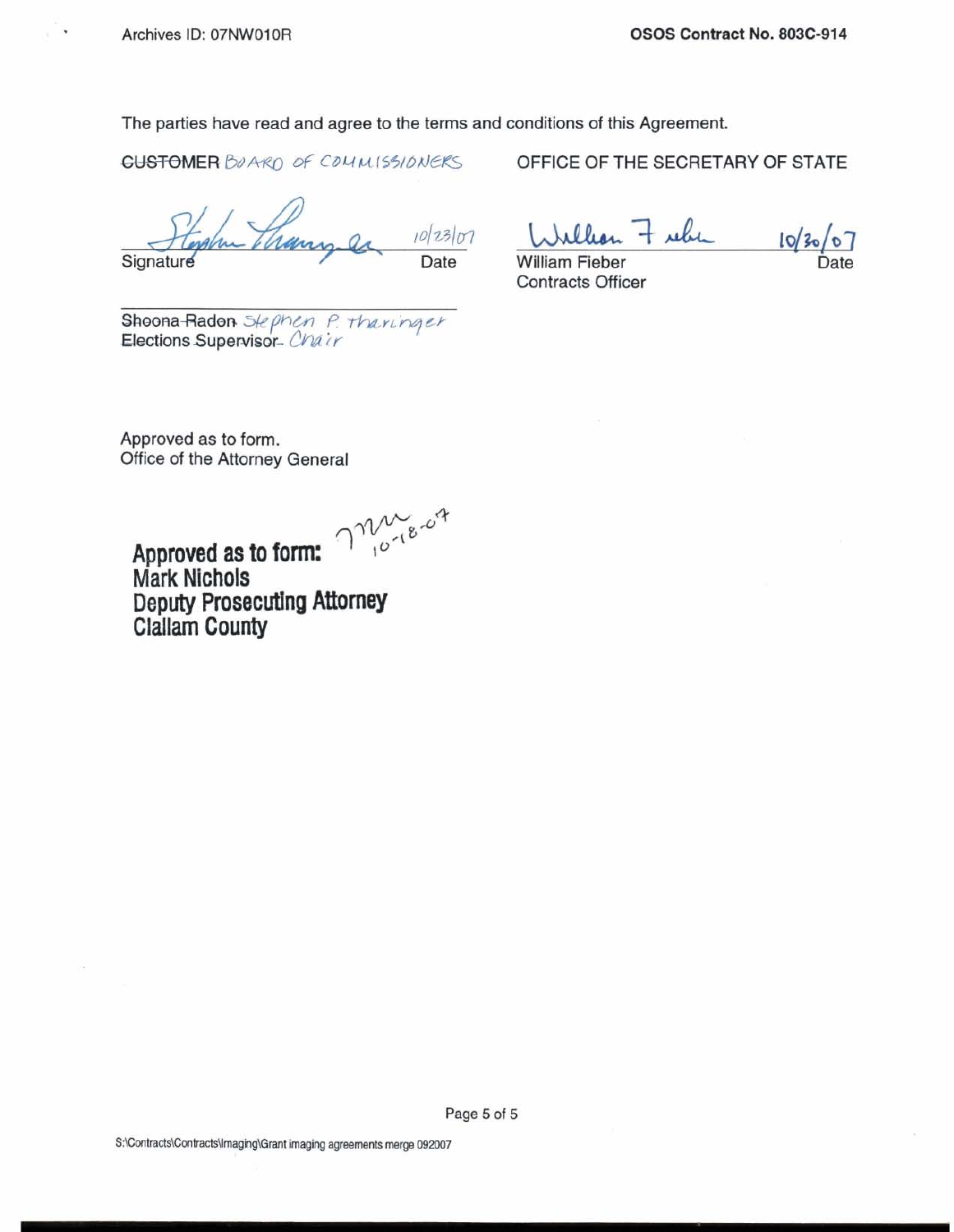The parties have read and agree to the terms and conditions of this Agreement.

~~CUSTOMER~~ BOARD OF COMMISSIONERS

10/23/07

Signature Date

~~Shoona Radon~~ Stephen P. Tharinger
~~Elections Supervisor~~ Chair

OFFICE OF THE SECRETARY OF STATE

10/30/07

William Fieber Date
Contracts Officer

Approved as to form.
Office of the Attorney General

**Approved as to form:**
**Mark Nichols**
**Deputy Prosecuting Attorney**
**Clallam County**

10-18-07

S:\Contracts\Contracts\Imaging\Grant imaging agreements merge 092007